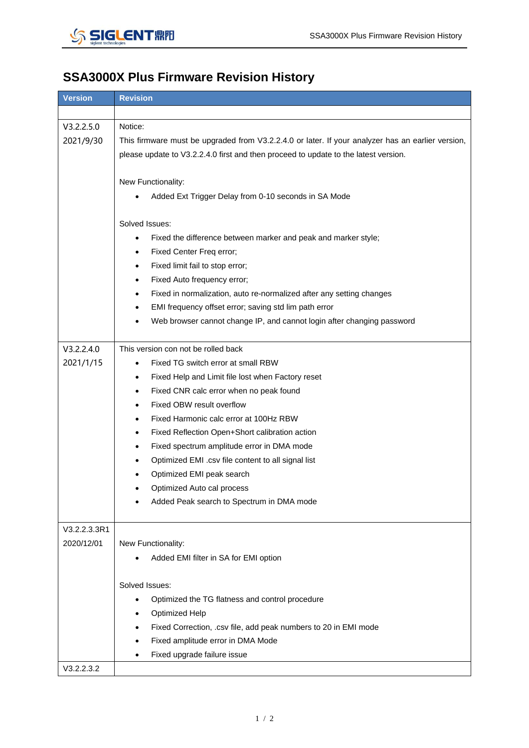# SSA3000X Plus Firmware Revision History

| Version | Revision |
|---|---|
| | |
| V3.2.2.5.0<br>2021/9/30 | Notice:<br>This firmware must be upgraded from V3.2.2.4.0 or later. If your analyzer has an earlier version, please update to V3.2.2.4.0 first and then proceed to update to the latest version.<br><br>New Functionality:<br>• Added Ext Trigger Delay from 0-10 seconds in SA Mode<br><br>Solved Issues:<br>• Fixed the difference between marker and peak and marker style;<br>• Fixed Center Freq error;<br>• Fixed limit fail to stop error;<br>• Fixed Auto frequency error;<br>• Fixed in normalization, auto re-normalized after any setting changes<br>• EMI frequency offset error; saving std lim path error<br>• Web browser cannot change IP, and cannot login after changing password |
| V3.2.2.4.0<br>2021/1/15 | This version con not be rolled back<br>• Fixed TG switch error at small RBW<br>• Fixed Help and Limit file lost when Factory reset<br>• Fixed CNR calc error when no peak found<br>• Fixed OBW result overflow<br>• Fixed Harmonic calc error at 100Hz RBW<br>• Fixed Reflection Open+Short calibration action<br>• Fixed spectrum amplitude error in DMA mode<br>• Optimized EMI .csv file content to all signal list<br>• Optimized EMI peak search<br>• Optimized Auto cal process<br>• Added Peak search to Spectrum in DMA mode |
| V3.2.2.3.3R1<br>2020/12/01 | New Functionality:<br>• Added EMI filter in SA for EMI option<br><br>Solved Issues:<br>• Optimized the TG flatness and control procedure<br>• Optimized Help<br>• Fixed Correction, .csv file, add peak numbers to 20 in EMI mode<br>• Fixed amplitude error in DMA Mode<br>• Fixed upgrade failure issue |
| V3.2.2.3.2 | |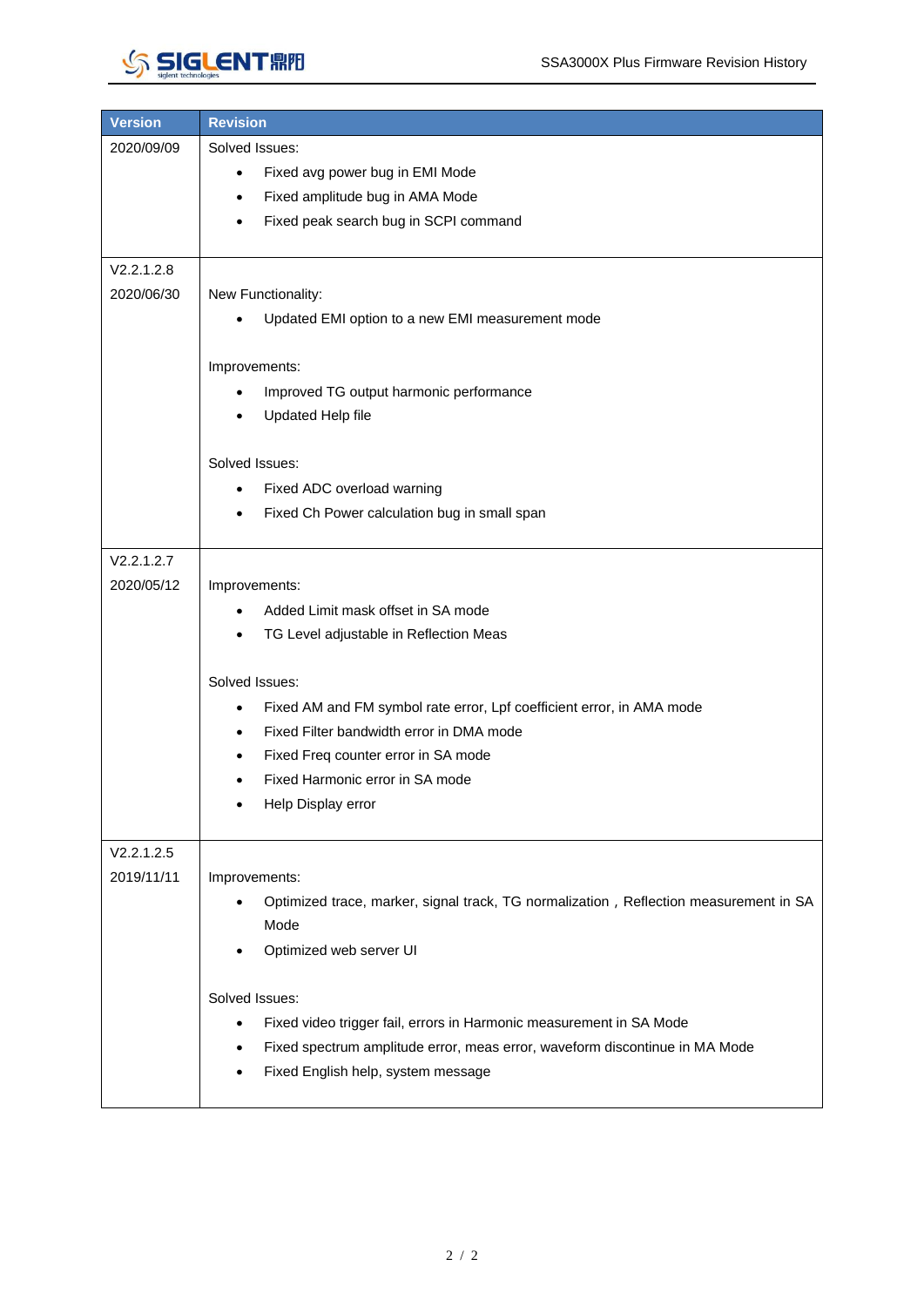| Version | Revision |
|---|---|
| 2020/09/09 | Solved Issues:<br>• Fixed avg power bug in EMI Mode<br>• Fixed amplitude bug in AMA Mode<br>• Fixed peak search bug in SCPI command |
| V2.2.1.2.8<br>2020/06/30 | New Functionality:<br>• Updated EMI option to a new EMI measurement mode<br><br>Improvements:<br>• Improved TG output harmonic performance<br>• Updated Help file<br><br>Solved Issues:<br>• Fixed ADC overload warning<br>• Fixed Ch Power calculation bug in small span |
| V2.2.1.2.7<br>2020/05/12 | Improvements:<br>• Added Limit mask offset in SA mode<br>• TG Level adjustable in Reflection Meas<br><br>Solved Issues:<br>• Fixed AM and FM symbol rate error, Lpf coefficient error, in AMA mode<br>• Fixed Filter bandwidth error in DMA mode<br>• Fixed Freq counter error in SA mode<br>• Fixed Harmonic error in SA mode<br>• Help Display error |
| V2.2.1.2.5<br>2019/11/11 | Improvements:<br>• Optimized trace, marker, signal track, TG normalization，Reflection measurement in SA Mode<br>• Optimized web server UI<br><br>Solved Issues:<br>• Fixed video trigger fail, errors in Harmonic measurement in SA Mode<br>• Fixed spectrum amplitude error, meas error, waveform discontinue in MA Mode<br>• Fixed English help, system message |